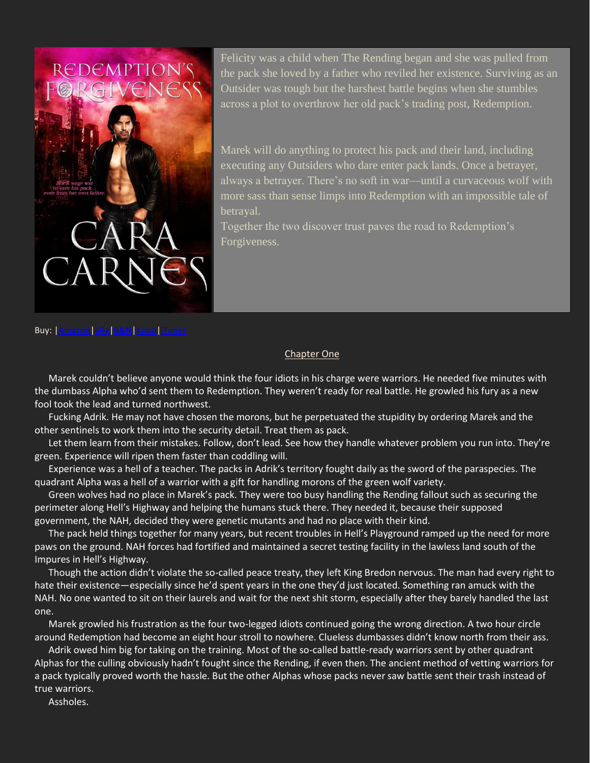Felicity was a child when The Rending began and she was pulled from the pack she loved by a father who reviled her existence. Surviving as an Outsider was tough but the harshest battle begins when she stumbles across a plot to overthrow her old pack's trading post, Redemption.

Marek will do anything to protect his pack and their land, including executing any Outsiders who dare enter pack lands. Once a betrayer, always a betrayer. There's no soft in war—until a curvaceous wolf with more sass than sense limps into Redemption with an impossible tale of betrayal.

Together the two discover trust paves the road to Redemption's Forgiveness.

Buy: |Amazon|aRe|B&N|Kobo|iTunes

## Chapter One

Marek couldn't believe anyone would think the four idiots in his charge were warriors. He needed five minutes with the dumbass Alpha who'd sent them to Redemption. They weren't ready for real battle. He growled his fury as a new fool took the lead and turned northwest.

Fucking Adrik. He may not have chosen the morons, but he perpetuated the stupidity by ordering Marek and the other sentinels to work them into the security detail. Treat them as pack.

Let them learn from their mistakes. Follow, don't lead. See how they handle whatever problem you run into. They're green. Experience will ripen them faster than coddling will.

Experience was a hell of a teacher. The packs in Adrik's territory fought daily as the sword of the paraspecies. The quadrant Alpha was a hell of a warrior with a gift for handling morons of the green wolf variety.

Green wolves had no place in Marek's pack. They were too busy handling the Rending fallout such as securing the perimeter along Hell's Highway and helping the humans stuck there. They needed it, because their supposed government, the NAH, decided they were genetic mutants and had no place with their kind.

The pack held things together for many years, but recent troubles in Hell's Playground ramped up the need for more paws on the ground. NAH forces had fortified and maintained a secret testing facility in the lawless land south of the Impures in Hell's Highway.

Though the action didn't violate the so-called peace treaty, they left King Bredon nervous. The man had every right to hate their existence—especially since he'd spent years in the one they'd just located. Something ran amuck with the NAH. No one wanted to sit on their laurels and wait for the next shit storm, especially after they barely handled the last one.

Marek growled his frustration as the four two-legged idiots continued going the wrong direction. A two hour circle around Redemption had become an eight hour stroll to nowhere. Clueless dumbasses didn't know north from their ass.

Adrik owed him big for taking on the training. Most of the so-called battle-ready warriors sent by other quadrant Alphas for the culling obviously hadn't fought since the Rending, if even then. The ancient method of vetting warriors for a pack typically proved worth the hassle. But the other Alphas whose packs never saw battle sent their trash instead of true warriors.

Assholes.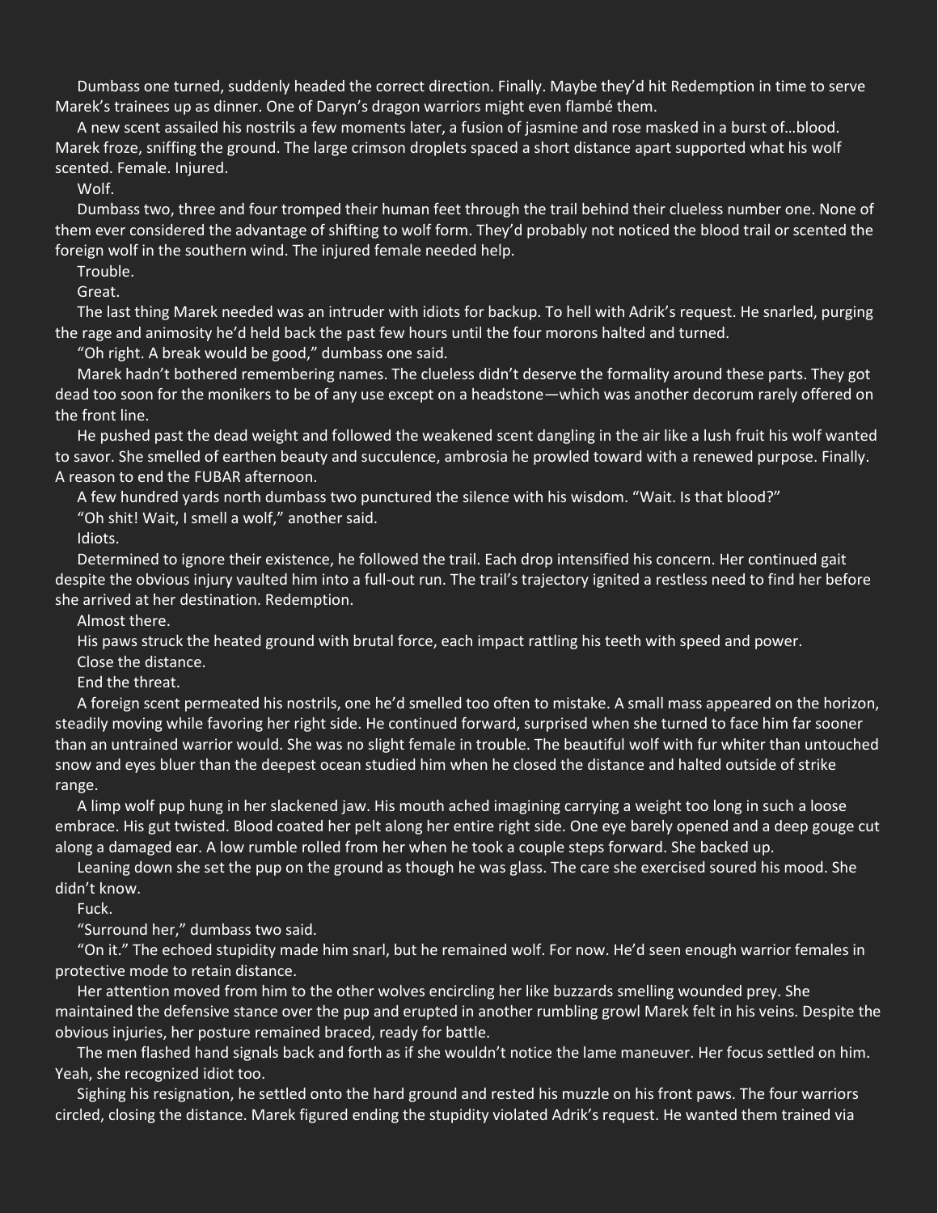Dumbass one turned, suddenly headed the correct direction. Finally. Maybe they'd hit Redemption in time to serve Marek's trainees up as dinner. One of Daryn's dragon warriors might even flambé them.

A new scent assailed his nostrils a few moments later, a fusion of jasmine and rose masked in a burst of…blood. Marek froze, sniffing the ground. The large crimson droplets spaced a short distance apart supported what his wolf scented. Female. Injured.

Wolf.

Dumbass two, three and four tromped their human feet through the trail behind their clueless number one. None of them ever considered the advantage of shifting to wolf form. They'd probably not noticed the blood trail or scented the foreign wolf in the southern wind. The injured female needed help.

Trouble.

Great.

The last thing Marek needed was an intruder with idiots for backup. To hell with Adrik's request. He snarled, purging the rage and animosity he'd held back the past few hours until the four morons halted and turned.

"Oh right. A break would be good," dumbass one said.

Marek hadn't bothered remembering names. The clueless didn't deserve the formality around these parts. They got dead too soon for the monikers to be of any use except on a headstone—which was another decorum rarely offered on the front line.

He pushed past the dead weight and followed the weakened scent dangling in the air like a lush fruit his wolf wanted to savor. She smelled of earthen beauty and succulence, ambrosia he prowled toward with a renewed purpose. Finally. A reason to end the FUBAR afternoon.

A few hundred yards north dumbass two punctured the silence with his wisdom. "Wait. Is that blood?"

"Oh shit! Wait, I smell a wolf," another said.

Idiots.

Determined to ignore their existence, he followed the trail. Each drop intensified his concern. Her continued gait despite the obvious injury vaulted him into a full-out run. The trail's trajectory ignited a restless need to find her before she arrived at her destination. Redemption.

Almost there.

His paws struck the heated ground with brutal force, each impact rattling his teeth with speed and power.

Close the distance.

End the threat.

A foreign scent permeated his nostrils, one he'd smelled too often to mistake. A small mass appeared on the horizon, steadily moving while favoring her right side. He continued forward, surprised when she turned to face him far sooner than an untrained warrior would. She was no slight female in trouble. The beautiful wolf with fur whiter than untouched snow and eyes bluer than the deepest ocean studied him when he closed the distance and halted outside of strike range.

A limp wolf pup hung in her slackened jaw. His mouth ached imagining carrying a weight too long in such a loose embrace. His gut twisted. Blood coated her pelt along her entire right side. One eye barely opened and a deep gouge cut along a damaged ear. A low rumble rolled from her when he took a couple steps forward. She backed up.

Leaning down she set the pup on the ground as though he was glass. The care she exercised soured his mood. She didn't know.

Fuck.

"Surround her," dumbass two said.

"On it." The echoed stupidity made him snarl, but he remained wolf. For now. He'd seen enough warrior females in protective mode to retain distance.

Her attention moved from him to the other wolves encircling her like buzzards smelling wounded prey. She maintained the defensive stance over the pup and erupted in another rumbling growl Marek felt in his veins. Despite the obvious injuries, her posture remained braced, ready for battle.

The men flashed hand signals back and forth as if she wouldn't notice the lame maneuver. Her focus settled on him. Yeah, she recognized idiot too.

Sighing his resignation, he settled onto the hard ground and rested his muzzle on his front paws. The four warriors circled, closing the distance. Marek figured ending the stupidity violated Adrik's request. He wanted them trained via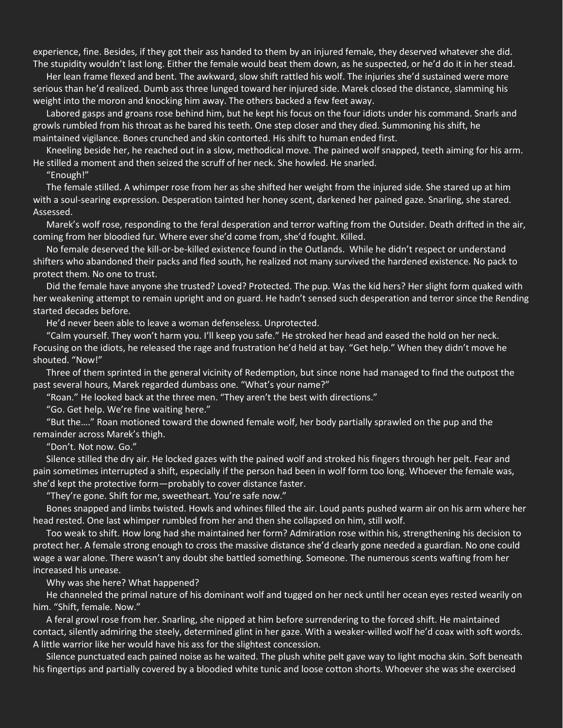experience, fine. Besides, if they got their ass handed to them by an injured female, they deserved whatever she did. The stupidity wouldn't last long. Either the female would beat them down, as he suspected, or he'd do it in her stead.

Her lean frame flexed and bent. The awkward, slow shift rattled his wolf. The injuries she'd sustained were more serious than he'd realized. Dumb ass three lunged toward her injured side. Marek closed the distance, slamming his weight into the moron and knocking him away. The others backed a few feet away.

Labored gasps and groans rose behind him, but he kept his focus on the four idiots under his command. Snarls and growls rumbled from his throat as he bared his teeth. One step closer and they died. Summoning his shift, he maintained vigilance. Bones crunched and skin contorted. His shift to human ended first.

Kneeling beside her, he reached out in a slow, methodical move. The pained wolf snapped, teeth aiming for his arm. He stilled a moment and then seized the scruff of her neck. She howled. He snarled.

"Enough!"

The female stilled. A whimper rose from her as she shifted her weight from the injured side. She stared up at him with a soul-searing expression. Desperation tainted her honey scent, darkened her pained gaze. Snarling, she stared. Assessed.

Marek's wolf rose, responding to the feral desperation and terror wafting from the Outsider. Death drifted in the air, coming from her bloodied fur. Where ever she'd come from, she'd fought. Killed.

No female deserved the kill-or-be-killed existence found in the Outlands. While he didn't respect or understand shifters who abandoned their packs and fled south, he realized not many survived the hardened existence. No pack to protect them. No one to trust.

Did the female have anyone she trusted? Loved? Protected. The pup. Was the kid hers? Her slight form quaked with her weakening attempt to remain upright and on guard. He hadn't sensed such desperation and terror since the Rending started decades before.

He'd never been able to leave a woman defenseless. Unprotected.

"Calm yourself. They won't harm you. I'll keep you safe." He stroked her head and eased the hold on her neck. Focusing on the idiots, he released the rage and frustration he'd held at bay. "Get help." When they didn't move he shouted. "Now!"

Three of them sprinted in the general vicinity of Redemption, but since none had managed to find the outpost the past several hours, Marek regarded dumbass one. "What's your name?"

"Roan." He looked back at the three men. "They aren't the best with directions."

"Go. Get help. We're fine waiting here."

"But the…." Roan motioned toward the downed female wolf, her body partially sprawled on the pup and the remainder across Marek's thigh.

"Don't. Not now. Go."

Silence stilled the dry air. He locked gazes with the pained wolf and stroked his fingers through her pelt. Fear and pain sometimes interrupted a shift, especially if the person had been in wolf form too long. Whoever the female was, she'd kept the protective form—probably to cover distance faster.

"They're gone. Shift for me, sweetheart. You're safe now."

Bones snapped and limbs twisted. Howls and whines filled the air. Loud pants pushed warm air on his arm where her head rested. One last whimper rumbled from her and then she collapsed on him, still wolf.

Too weak to shift. How long had she maintained her form? Admiration rose within his, strengthening his decision to protect her. A female strong enough to cross the massive distance she'd clearly gone needed a guardian. No one could wage a war alone. There wasn't any doubt she battled something. Someone. The numerous scents wafting from her increased his unease.

Why was she here? What happened?

He channeled the primal nature of his dominant wolf and tugged on her neck until her ocean eyes rested wearily on him. "Shift, female. Now."

A feral growl rose from her. Snarling, she nipped at him before surrendering to the forced shift. He maintained contact, silently admiring the steely, determined glint in her gaze. With a weaker-willed wolf he'd coax with soft words. A little warrior like her would have his ass for the slightest concession.

Silence punctuated each pained noise as he waited. The plush white pelt gave way to light mocha skin. Soft beneath his fingertips and partially covered by a bloodied white tunic and loose cotton shorts. Whoever she was she exercised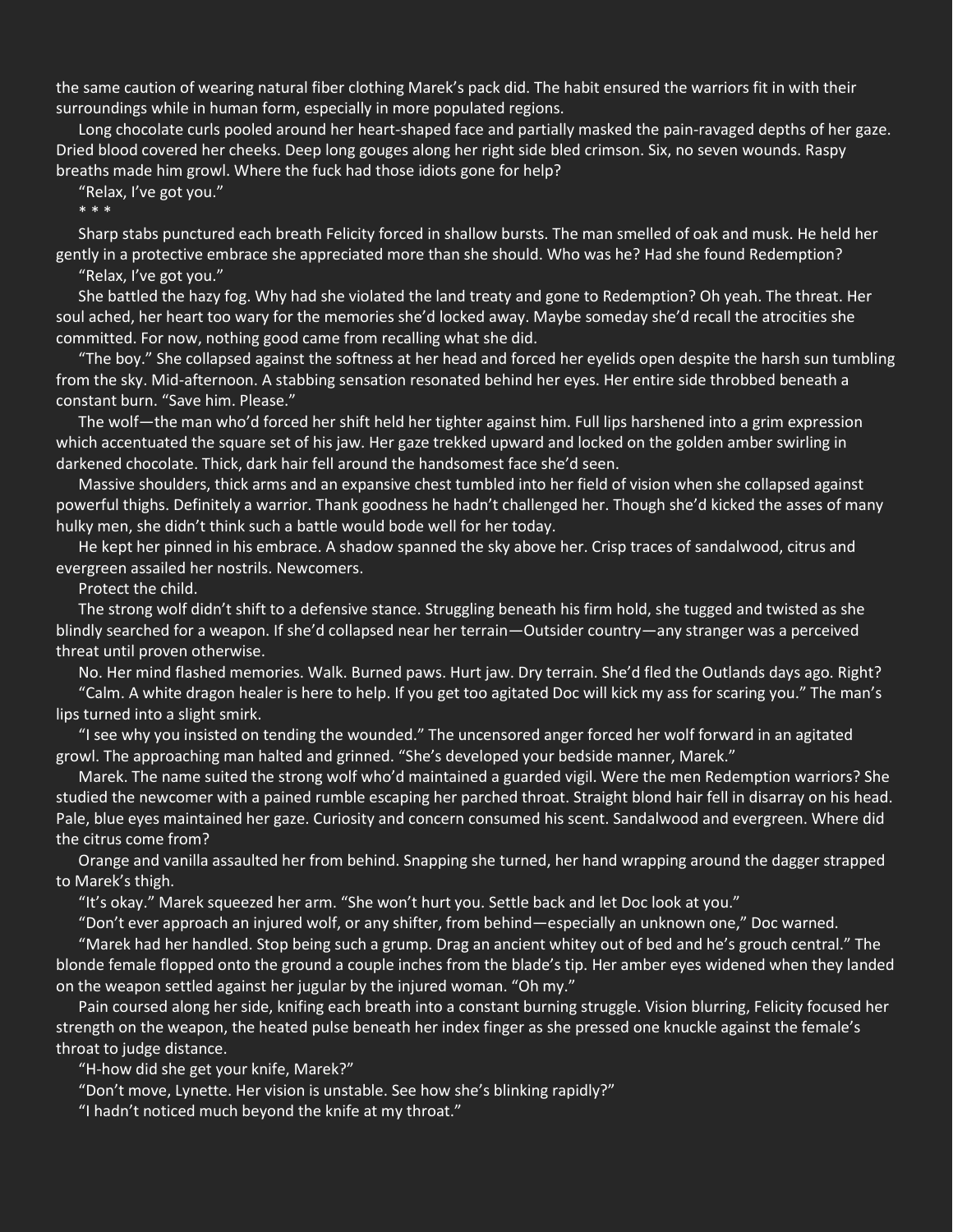the same caution of wearing natural fiber clothing Marek's pack did. The habit ensured the warriors fit in with their surroundings while in human form, especially in more populated regions.

Long chocolate curls pooled around her heart-shaped face and partially masked the pain-ravaged depths of her gaze. Dried blood covered her cheeks. Deep long gouges along her right side bled crimson. Six, no seven wounds. Raspy breaths made him growl. Where the fuck had those idiots gone for help?

"Relax, I've got you."

\* \* \*

Sharp stabs punctured each breath Felicity forced in shallow bursts. The man smelled of oak and musk. He held her gently in a protective embrace she appreciated more than she should. Who was he? Had she found Redemption?

"Relax, I've got you."

She battled the hazy fog. Why had she violated the land treaty and gone to Redemption? Oh yeah. The threat. Her soul ached, her heart too wary for the memories she'd locked away. Maybe someday she'd recall the atrocities she committed. For now, nothing good came from recalling what she did.

"The boy." She collapsed against the softness at her head and forced her eyelids open despite the harsh sun tumbling from the sky. Mid-afternoon. A stabbing sensation resonated behind her eyes. Her entire side throbbed beneath a constant burn. "Save him. Please."

The wolf—the man who'd forced her shift held her tighter against him. Full lips harshened into a grim expression which accentuated the square set of his jaw. Her gaze trekked upward and locked on the golden amber swirling in darkened chocolate. Thick, dark hair fell around the handsomest face she'd seen.

Massive shoulders, thick arms and an expansive chest tumbled into her field of vision when she collapsed against powerful thighs. Definitely a warrior. Thank goodness he hadn't challenged her. Though she'd kicked the asses of many hulky men, she didn't think such a battle would bode well for her today.

He kept her pinned in his embrace. A shadow spanned the sky above her. Crisp traces of sandalwood, citrus and evergreen assailed her nostrils. Newcomers.

Protect the child.

The strong wolf didn't shift to a defensive stance. Struggling beneath his firm hold, she tugged and twisted as she blindly searched for a weapon. If she'd collapsed near her terrain—Outsider country—any stranger was a perceived threat until proven otherwise.

No. Her mind flashed memories. Walk. Burned paws. Hurt jaw. Dry terrain. She'd fled the Outlands days ago. Right?

"Calm. A white dragon healer is here to help. If you get too agitated Doc will kick my ass for scaring you." The man's lips turned into a slight smirk.

"I see why you insisted on tending the wounded." The uncensored anger forced her wolf forward in an agitated growl. The approaching man halted and grinned. "She's developed your bedside manner, Marek."

Marek. The name suited the strong wolf who'd maintained a guarded vigil. Were the men Redemption warriors? She studied the newcomer with a pained rumble escaping her parched throat. Straight blond hair fell in disarray on his head. Pale, blue eyes maintained her gaze. Curiosity and concern consumed his scent. Sandalwood and evergreen. Where did the citrus come from?

Orange and vanilla assaulted her from behind. Snapping she turned, her hand wrapping around the dagger strapped to Marek's thigh.

"It's okay." Marek squeezed her arm. "She won't hurt you. Settle back and let Doc look at you."

"Don't ever approach an injured wolf, or any shifter, from behind—especially an unknown one," Doc warned.

"Marek had her handled. Stop being such a grump. Drag an ancient whitey out of bed and he's grouch central." The blonde female flopped onto the ground a couple inches from the blade's tip. Her amber eyes widened when they landed on the weapon settled against her jugular by the injured woman. "Oh my."

Pain coursed along her side, knifing each breath into a constant burning struggle. Vision blurring, Felicity focused her strength on the weapon, the heated pulse beneath her index finger as she pressed one knuckle against the female's throat to judge distance.

"H-how did she get your knife, Marek?"

"Don't move, Lynette. Her vision is unstable. See how she's blinking rapidly?"

"I hadn't noticed much beyond the knife at my throat."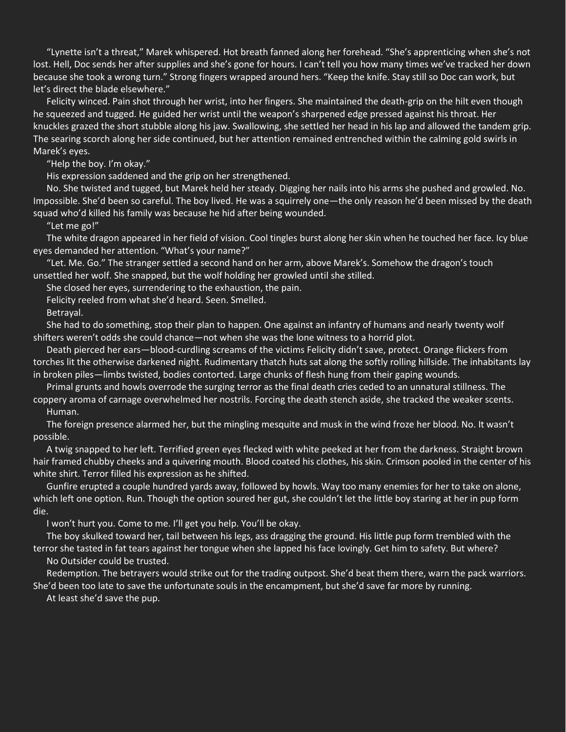"Lynette isn't a threat," Marek whispered. Hot breath fanned along her forehead. "She's apprenticing when she's not lost. Hell, Doc sends her after supplies and she's gone for hours. I can't tell you how many times we've tracked her down because she took a wrong turn." Strong fingers wrapped around hers. "Keep the knife. Stay still so Doc can work, but let's direct the blade elsewhere."

Felicity winced. Pain shot through her wrist, into her fingers. She maintained the death-grip on the hilt even though he squeezed and tugged. He guided her wrist until the weapon's sharpened edge pressed against his throat. Her knuckles grazed the short stubble along his jaw. Swallowing, she settled her head in his lap and allowed the tandem grip. The searing scorch along her side continued, but her attention remained entrenched within the calming gold swirls in Marek's eyes.

"Help the boy. I'm okay."

His expression saddened and the grip on her strengthened.

No. She twisted and tugged, but Marek held her steady. Digging her nails into his arms she pushed and growled. No. Impossible. She'd been so careful. The boy lived. He was a squirrely one—the only reason he'd been missed by the death squad who'd killed his family was because he hid after being wounded.

"Let me go!"

The white dragon appeared in her field of vision. Cool tingles burst along her skin when he touched her face. Icy blue eyes demanded her attention. "What's your name?"

"Let. Me. Go." The stranger settled a second hand on her arm, above Marek's. Somehow the dragon's touch unsettled her wolf. She snapped, but the wolf holding her growled until she stilled.

She closed her eyes, surrendering to the exhaustion, the pain.

Felicity reeled from what she'd heard. Seen. Smelled.

Betrayal.

She had to do something, stop their plan to happen. One against an infantry of humans and nearly twenty wolf shifters weren't odds she could chance—not when she was the lone witness to a horrid plot.

Death pierced her ears—blood-curdling screams of the victims Felicity didn't save, protect. Orange flickers from torches lit the otherwise darkened night. Rudimentary thatch huts sat along the softly rolling hillside. The inhabitants lay in broken piles—limbs twisted, bodies contorted. Large chunks of flesh hung from their gaping wounds.

Primal grunts and howls overrode the surging terror as the final death cries ceded to an unnatural stillness. The coppery aroma of carnage overwhelmed her nostrils. Forcing the death stench aside, she tracked the weaker scents.

Human.

The foreign presence alarmed her, but the mingling mesquite and musk in the wind froze her blood. No. It wasn't possible.

A twig snapped to her left. Terrified green eyes flecked with white peeked at her from the darkness. Straight brown hair framed chubby cheeks and a quivering mouth. Blood coated his clothes, his skin. Crimson pooled in the center of his white shirt. Terror filled his expression as he shifted.

Gunfire erupted a couple hundred yards away, followed by howls. Way too many enemies for her to take on alone, which left one option. Run. Though the option soured her gut, she couldn't let the little boy staring at her in pup form die.

I won't hurt you. Come to me. I'll get you help. You'll be okay.

The boy skulked toward her, tail between his legs, ass dragging the ground. His little pup form trembled with the terror she tasted in fat tears against her tongue when she lapped his face lovingly. Get him to safety. But where?

No Outsider could be trusted.

Redemption. The betrayers would strike out for the trading outpost. She'd beat them there, warn the pack warriors. She'd been too late to save the unfortunate souls in the encampment, but she'd save far more by running.

At least she'd save the pup.